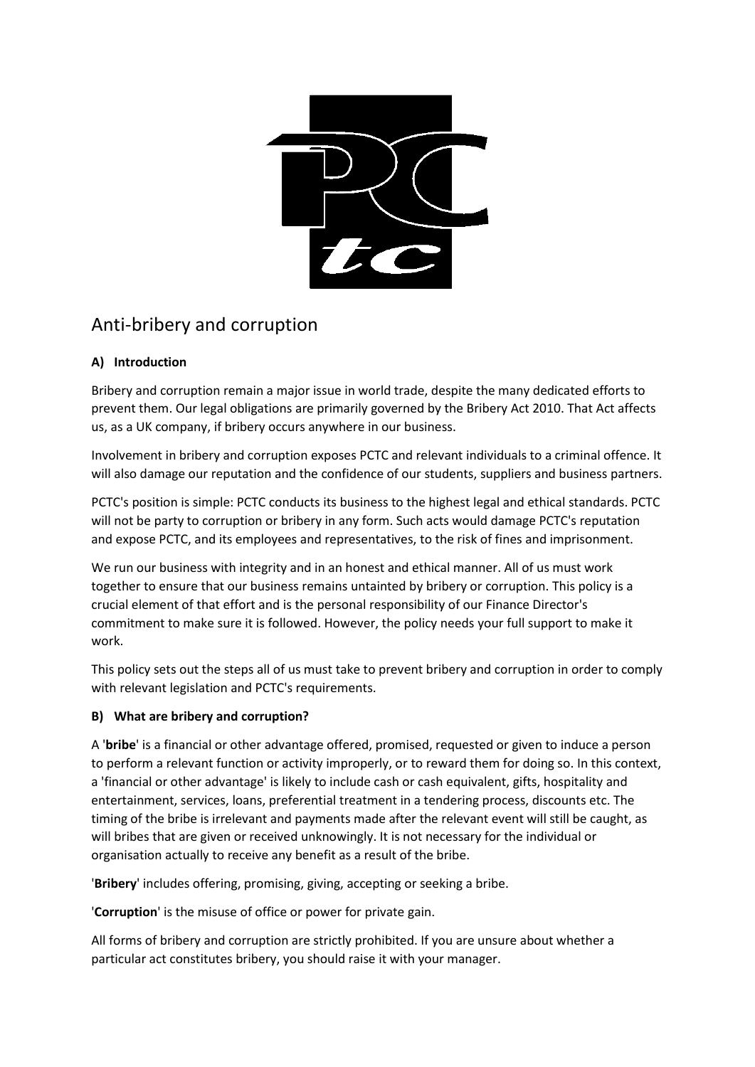# Anti-bribery and corruption

### A) Introduction

Bribery and corruption remain a major issue in world trade, despite the many dedicated efforts to prevent them. Our legal obligations are primarily governed by the Bribery Act 2010. That Act affects us, as a UK company, if bribery occurs anywhere in our business.

Involvement in bribery and corruption exposes PCTC and relevant individuals to a criminal offence. It will also damage our reputation and the confidence of our students, suppliers and business partners.

PCTC's position is simple: PCTC conducts its business to the highest legal and ethical standards. PCTC will not be party to corruption or bribery in any form. Such acts would damage PCTC's reputation and expose PCTC, and its employees and representatives, to the risk of fines and imprisonment.

We run our business with integrity and in an honest and ethical manner. All of us must work together to ensure that our business remains untainted by bribery or corruption. This policy is a crucial element of that effort and is the personal responsibility of our Finance Director's commitment to make sure it is followed. However, the policy needs your full support to make it work.

This policy sets out the steps all of us must take to prevent bribery and corruption in order to comply with relevant legislation and PCTC's requirements.

### B) What are bribery and corruption?

A '**bribe**' is a financial or other advantage offered, promised, requested or given to induce a person to perform a relevant function or activity improperly, or to reward them for doing so. In this context, a 'financial or other advantage' is likely to include cash or cash equivalent, gifts, hospitality and entertainment, services, loans, preferential treatment in a tendering process, discounts etc. The timing of the bribe is irrelevant and payments made after the relevant event will still be caught, as will bribes that are given or received unknowingly. It is not necessary for the individual or organisation actually to receive any benefit as a result of the bribe.

'**Bribery**' includes offering, promising, giving, accepting or seeking a bribe.

'**Corruption**' is the misuse of office or power for private gain.

All forms of bribery and corruption are strictly prohibited. If you are unsure about whether a particular act constitutes bribery, you should raise it with your manager.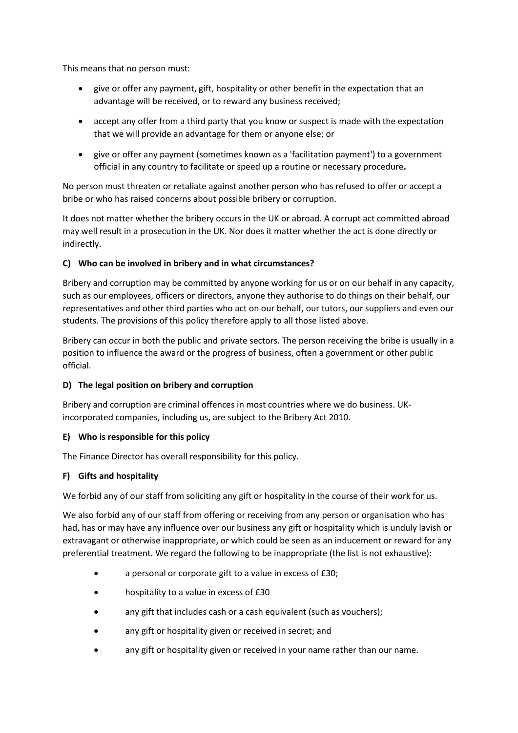This means that no person must:

- give or offer any payment, gift, hospitality or other benefit in the expectation that an advantage will be received, or to reward any business received;
- accept any offer from a third party that you know or suspect is made with the expectation that we will provide an advantage for them or anyone else; or
- give or offer any payment (sometimes known as a 'facilitation payment') to a government official in any country to facilitate or speed up a routine or necessary procedure**.**

No person must threaten or retaliate against another person who has refused to offer or accept a bribe or who has raised concerns about possible bribery or corruption.

It does not matter whether the bribery occurs in the UK or abroad. A corrupt act committed abroad may well result in a prosecution in the UK. Nor does it matter whether the act is done directly or indirectly.

### C) Who can be involved in bribery and in what circumstances?

Bribery and corruption may be committed by anyone working for us or on our behalf in any capacity, such as our employees, officers or directors, anyone they authorise to do things on their behalf, our representatives and other third parties who act on our behalf, our tutors, our suppliers and even our students. The provisions of this policy therefore apply to all those listed above.

Bribery can occur in both the public and private sectors. The person receiving the bribe is usually in a position to influence the award or the progress of business, often a government or other public official.

### D) The legal position on bribery and corruption

Bribery and corruption are criminal offences in most countries where we do business. UK-incorporated companies, including us, are subject to the Bribery Act 2010.

### E) Who is responsible for this policy

The Finance Director has overall responsibility for this policy.

### F) Gifts and hospitality

We forbid any of our staff from soliciting any gift or hospitality in the course of their work for us.

We also forbid any of our staff from offering or receiving from any person or organisation who has had, has or may have any influence over our business any gift or hospitality which is unduly lavish or extravagant or otherwise inappropriate, or which could be seen as an inducement or reward for any preferential treatment. We regard the following to be inappropriate (the list is not exhaustive):

- a personal or corporate gift to a value in excess of £30;
- hospitality to a value in excess of £30
- any gift that includes cash or a cash equivalent (such as vouchers);
- any gift or hospitality given or received in secret; and
- any gift or hospitality given or received in your name rather than our name.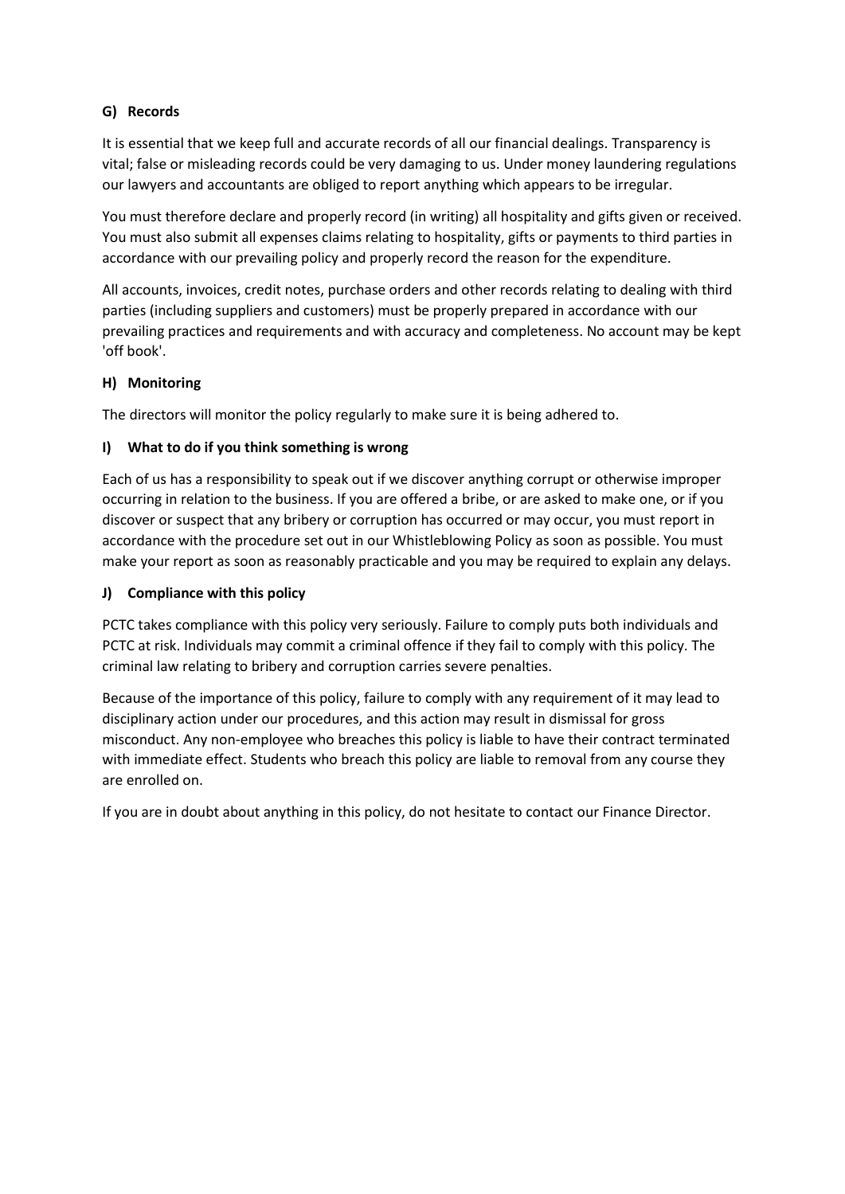## G) Records

It is essential that we keep full and accurate records of all our financial dealings. Transparency is vital; false or misleading records could be very damaging to us. Under money laundering regulations our lawyers and accountants are obliged to report anything which appears to be irregular.

You must therefore declare and properly record (in writing) all hospitality and gifts given or received. You must also submit all expenses claims relating to hospitality, gifts or payments to third parties in accordance with our prevailing policy and properly record the reason for the expenditure.

All accounts, invoices, credit notes, purchase orders and other records relating to dealing with third parties (including suppliers and customers) must be properly prepared in accordance with our prevailing practices and requirements and with accuracy and completeness. No account may be kept 'off book'.

## H) Monitoring

The directors will monitor the policy regularly to make sure it is being adhered to.

## I) What to do if you think something is wrong

Each of us has a responsibility to speak out if we discover anything corrupt or otherwise improper occurring in relation to the business. If you are offered a bribe, or are asked to make one, or if you discover or suspect that any bribery or corruption has occurred or may occur, you must report in accordance with the procedure set out in our Whistleblowing Policy as soon as possible. You must make your report as soon as reasonably practicable and you may be required to explain any delays.

## J) Compliance with this policy

PCTC takes compliance with this policy very seriously. Failure to comply puts both individuals and PCTC at risk. Individuals may commit a criminal offence if they fail to comply with this policy. The criminal law relating to bribery and corruption carries severe penalties.

Because of the importance of this policy, failure to comply with any requirement of it may lead to disciplinary action under our procedures, and this action may result in dismissal for gross misconduct. Any non-employee who breaches this policy is liable to have their contract terminated with immediate effect. Students who breach this policy are liable to removal from any course they are enrolled on.

If you are in doubt about anything in this policy, do not hesitate to contact our Finance Director.